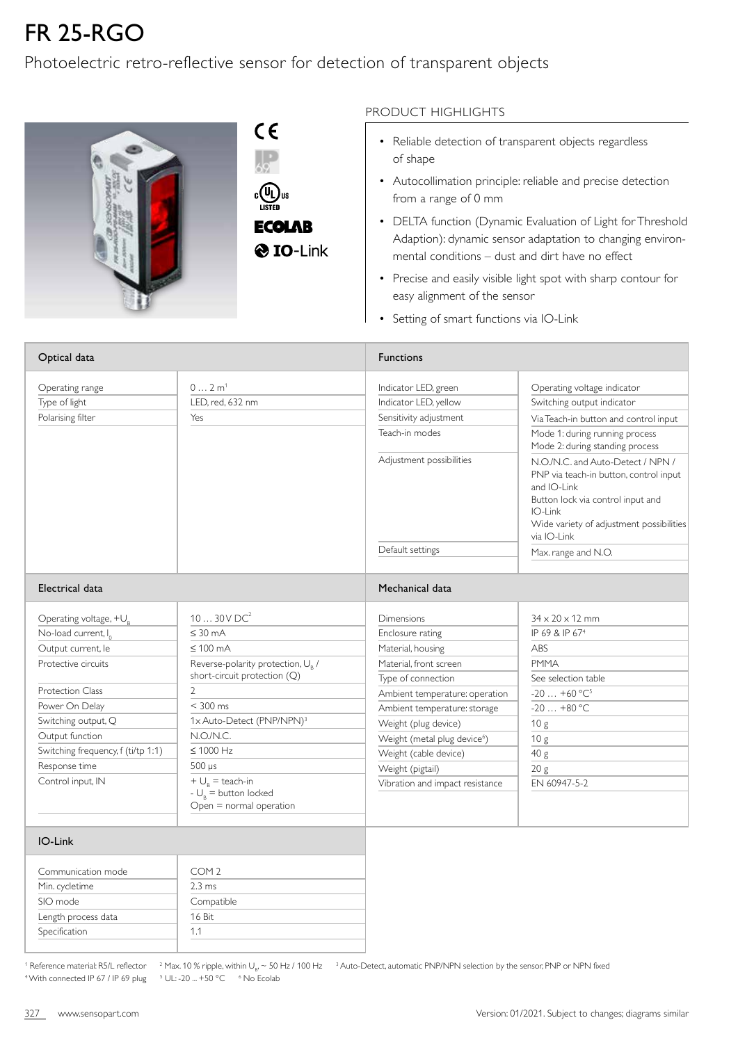# FR 25-RGO

Photoelectric retro-reflective sensor for detection of transparent objects

CE

ECOLAB

IO-Link

## PRODUCT HIGHLIGHTS

- Reliable detection of transparent objects regardless of shape
- Autocollimation principle: reliable and precise detection from a range of 0 mm
- DELTA function (Dynamic Evaluation of Light for Threshold Adaption): dynamic sensor adaptation to changing environmental conditions – dust and dirt have no effect
- Precise and easily visible light spot with sharp contour for easy alignment of the sensor
- Setting of smart functions via IO-Link

| Optical data | |
|---|---|
| Operating range | 0 … 2 m[1] |
| Type of light | LED, red, 632 nm |
| Polarising filter | Yes |

| Functions | |
|---|---|
| Indicator LED, green | Operating voltage indicator |
| Indicator LED, yellow | Switching output indicator |
| Sensitivity adjustment | Via Teach-in button and control input |
| Teach-in modes | Mode 1: during running process<br>Mode 2: during standing process |
| Adjustment possibilities | N.O./N.C. and Auto-Detect / NPN / PNP via teach-in button, control input and IO-Link<br>Button lock via control input and IO-Link<br>Wide variety of adjustment possibilities via IO-Link |
| Default settings | Max. range and N.O. |

| Electrical data | |
|---|---|
| Operating voltage, $+U_B$ | 10 … 30 V DC[2] |
| No-load current, $I_0$ | ≤ 30 mA |
| Output current, Ie | ≤ 100 mA |
| Protective circuits | Reverse-polarity protection, $U_B$ / short-circuit protection (Q) |
| Protection Class | 2 |
| Power On Delay | < 300 ms |
| Switching output, Q | 1x Auto-Detect (PNP/NPN)[3] |
| Output function | N.O./N.C. |
| Switching frequency, f (ti/tp 1:1) | ≤ 1000 Hz |
| Response time | 500 µs |
| Control input, IN | $+U_B$ = teach-in<br>$-U_B$ = button locked<br>Open = normal operation |

| Mechanical data | |
|---|---|
| Dimensions | 34 x 20 x 12 mm |
| Enclosure rating | IP 69 & IP 67[4] |
| Material, housing | ABS |
| Material, front screen | PMMA |
| Type of connection | See selection table |
| Ambient temperature: operation | -20 … +60 °C[5] |
| Ambient temperature: storage | -20 … +80 °C |
| Weight (plug device) | 10 g |
| Weight (metal plug device[6]) | 10 g |
| Weight (cable device) | 40 g |
| Weight (pigtail) | 20 g |
| Vibration and impact resistance | EN 60947-5-2 |

| IO-Link | |
|---|---|
| Communication mode | COM 2 |
| Min. cycletime | 2.3 ms |
| SIO mode | Compatible |
| Length process data | 16 Bit |
| Specification | 1.1 |

[1] Reference material: R5/L reflector [2] Max. 10 % ripple, within $U_B$, ~ 50 Hz / 100 Hz [3] Auto-Detect, automatic PNP/NPN selection by the sensor, PNP or NPN fixed
[4] With connected IP 67 / IP 69 plug [5] UL: -20 ... +50 °C [6] No Ecolab

www.sensopart.com Version: 01/2021. Subject to changes; diagrams similar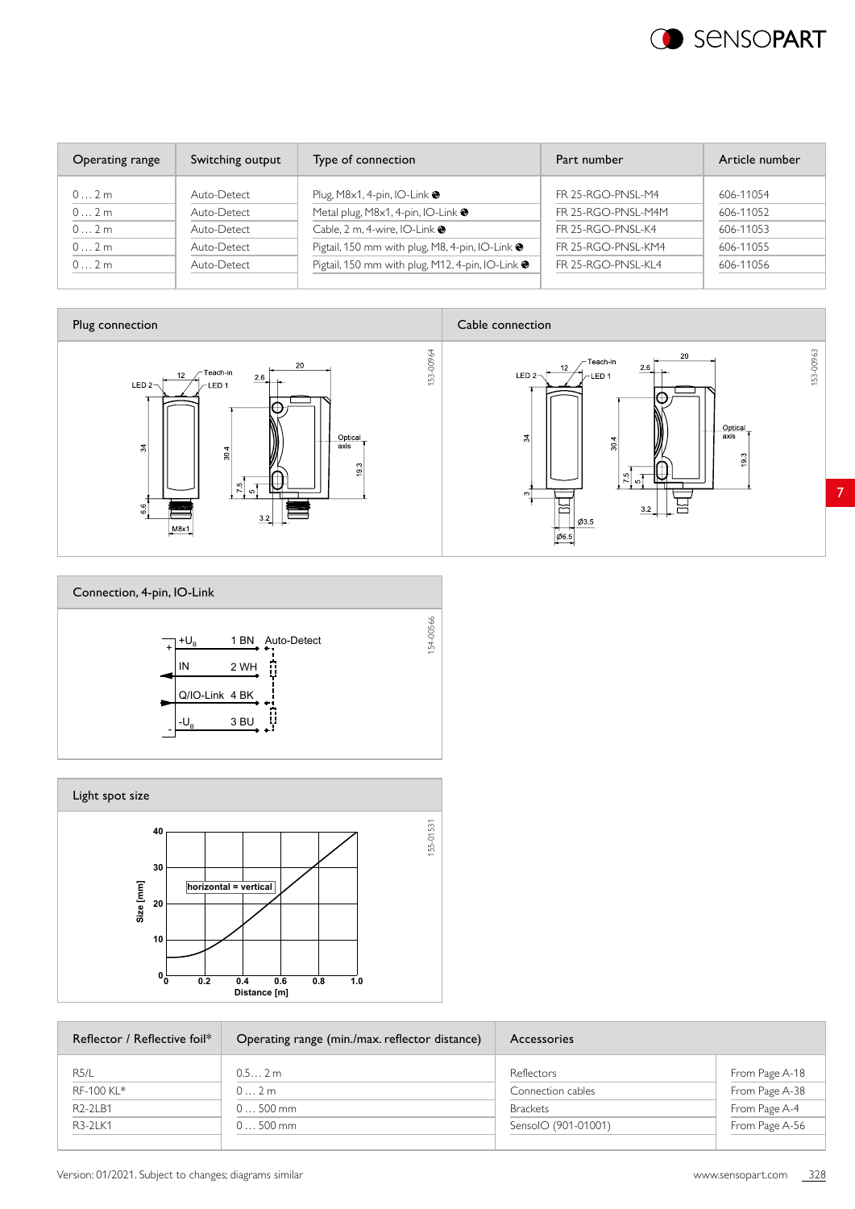| Operating range | Switching output | Type of connection | Part number | Article number |
|---|---|---|---|---|
| 0 … 2 m | Auto-Detect | Plug, M8x1, 4-pin, IO-Link | FR 25-RGO-PNSL-M4 | 606-11054 |
| 0 … 2 m | Auto-Detect | Metal plug, M8x1, 4-pin, IO-Link | FR 25-RGO-PNSL-M4M | 606-11052 |
| 0 … 2 m | Auto-Detect | Cable, 2 m, 4-wire, IO-Link | FR 25-RGO-PNSL-K4 | 606-11053 |
| 0 … 2 m | Auto-Detect | Pigtail, 150 mm with plug, M8, 4-pin, IO-Link | FR 25-RGO-PNSL-KM4 | 606-11055 |
| 0 … 2 m | Auto-Detect | Pigtail, 150 mm with plug, M12, 4-pin, IO-Link | FR 25-RGO-PNSL-KL4 | 606-11056 |

## Plug connection

153-00964

LED 2, 12, Teach-in, LED 1, 20, 2.6, 34, 30.4, Optical axis, 19.3, 7.5, 5, 3.2, 6.6, M8x1

## Cable connection

153-00963

LED 2, 12, Teach-in, LED 1, 20, 2.6, 34, 30.4, Optical axis, 19.3, 7.5, 5, 3, 3.2, Ø3.5, Ø6.5

## Connection, 4-pin, IO-Link

154-00566

+ +U_B 1 BN Auto-Detect

IN 2 WH

Q/IO-Link 4 BK

- -U_B 3 BU

## Light spot size

155-01531

horizontal = vertical

Size [mm]: 0, 10, 20, 30, 40

Distance [m]: 0, 0.2, 0.4, 0.6, 0.8, 1.0

| Reflector / Reflective foil* | Operating range (min./max. reflector distance) | Accessories | |
|---|---|---|---|
| R5/L | 0.5… 2 m | Reflectors | From Page A-18 |
| RF-100 KL* | 0 … 2 m | Connection cables | From Page A-38 |
| R2-2LB1 | 0 … 500 mm | Brackets | From Page A-4 |
| R3-2LK1 | 0 … 500 mm | SensoIO (901-01001) | From Page A-56 |

Version: 01/2021. Subject to changes; diagrams similar